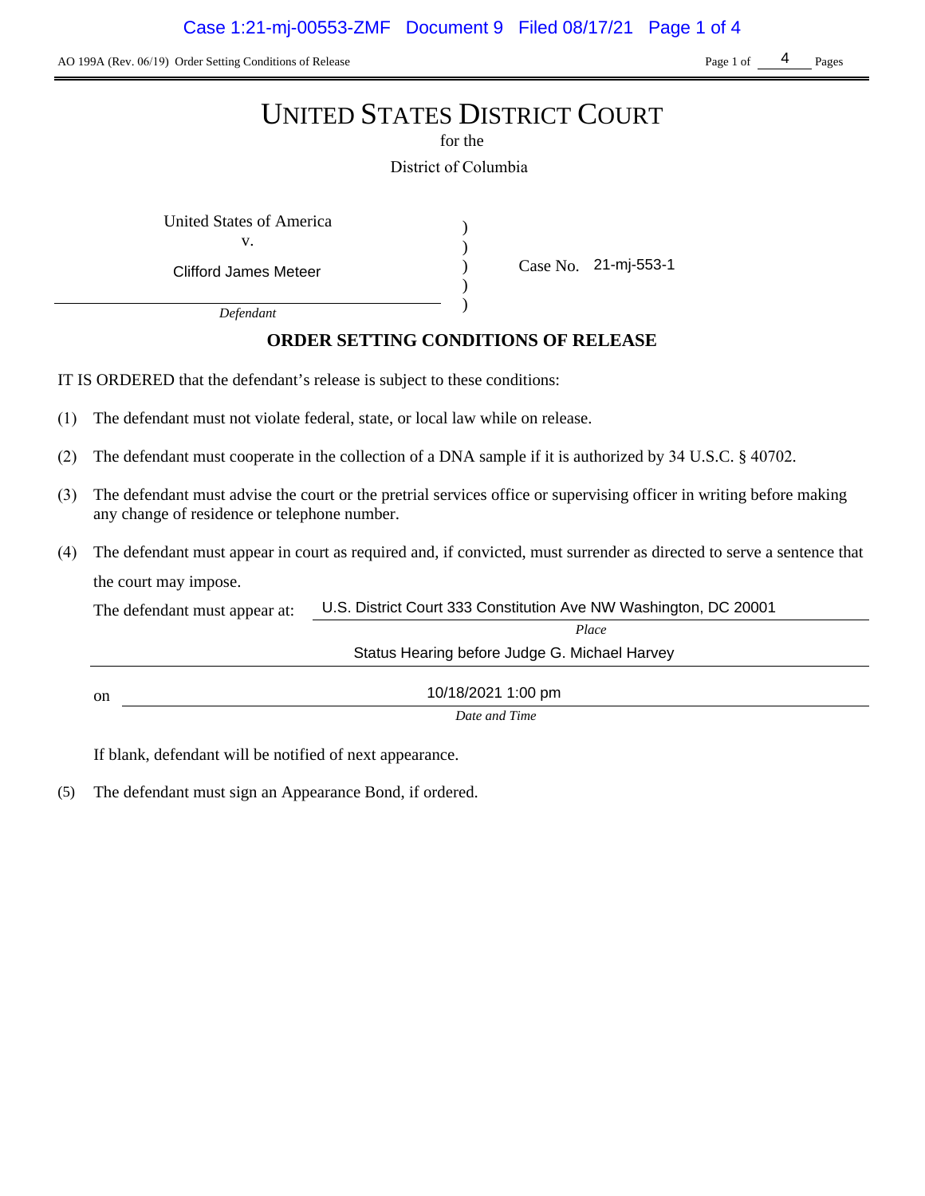AO 199A (Rev. 06/19) Order Setting Conditions of Release

# UNITED STATES DISTRICT COURT

for the

District of Columbia

United States of America
v.
Clifford James Meteer
*Defendant*

Case No. 21-mj-553-1

## ORDER SETTING CONDITIONS OF RELEASE

IT IS ORDERED that the defendant's release is subject to these conditions:

(1) The defendant must not violate federal, state, or local law while on release.

(2) The defendant must cooperate in the collection of a DNA sample if it is authorized by 34 U.S.C. § 40702.

(3) The defendant must advise the court or the pretrial services office or supervising officer in writing before making any change of residence or telephone number.

(4) The defendant must appear in court as required and, if convicted, must surrender as directed to serve a sentence that the court may impose.

The defendant must appear at: U.S. District Court 333 Constitution Ave NW Washington, DC 20001
*Place*

Status Hearing before Judge G. Michael Harvey

on 10/18/2021 1:00 pm
*Date and Time*

If blank, defendant will be notified of next appearance.

(5) The defendant must sign an Appearance Bond, if ordered.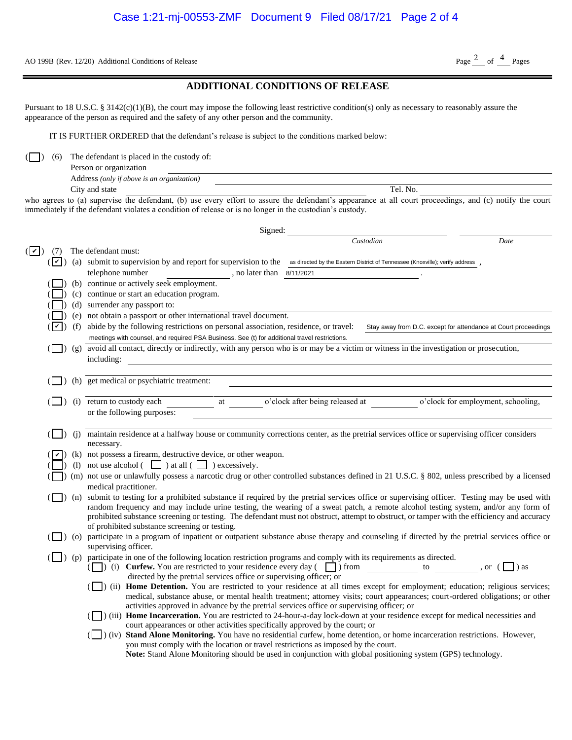AO 199B (Rev. 12/20) Additional Conditions of Release

# ADDITIONAL CONDITIONS OF RELEASE

Pursuant to 18 U.S.C. § 3142(c)(1)(B), the court may impose the following least restrictive condition(s) only as necessary to reasonably assure the appearance of the person as required and the safety of any other person and the community.

IT IS FURTHER ORDERED that the defendant's release is subject to the conditions marked below:

( ☐ ) (6) The defendant is placed in the custody of:

Person or organization ______________________

Address *(only if above is an organization)* ______________________

City and state ______________________ Tel. No. ______________________

who agrees to (a) supervise the defendant, (b) use every effort to assure the defendant's appearance at all court proceedings, and (c) notify the court immediately if the defendant violates a condition of release or is no longer in the custodian's custody.

Signed: ______________________ ______________________

*Custodian* *Date*

( ☑ ) (7) The defendant must:

( ☑ ) (a) submit to supervision by and report for supervision to the as directed by the Eastern District of Tennessee (Knoxville); verify address ,
telephone number ______________ , no later than 8/11/2021 .

( ☐ ) (b) continue or actively seek employment.

( ☐ ) (c) continue or start an education program.

( ☐ ) (d) surrender any passport to: ______________________

( ☐ ) (e) not obtain a passport or other international travel document.

( ☑ ) (f) abide by the following restrictions on personal association, residence, or travel: Stay away from D.C. except for attendance at Court proceedings meetings with counsel, and required PSA Business. See (t) for additional travel restrictions.

( ☐ ) (g) avoid all contact, directly or indirectly, with any person who is or may be a victim or witness in the investigation or prosecution, including: ______________________

( ☐ ) (h) get medical or psychiatric treatment: ______________________

( ☐ ) (i) return to custody each __________ at __________ o'clock after being released at __________ o'clock for employment, schooling, or the following purposes: ______________________

( ☐ ) (j) maintain residence at a halfway house or community corrections center, as the pretrial services office or supervising officer considers necessary.

( ☑ ) (k) not possess a firearm, destructive device, or other weapon.

( ☐ ) (l) not use alcohol ( ☐ ) at all ( ☐ ) excessively.

( ☐ ) (m) not use or unlawfully possess a narcotic drug or other controlled substances defined in 21 U.S.C. § 802, unless prescribed by a licensed medical practitioner.

( ☐ ) (n) submit to testing for a prohibited substance if required by the pretrial services office or supervising officer. Testing may be used with random frequency and may include urine testing, the wearing of a sweat patch, a remote alcohol testing system, and/or any form of prohibited substance screening or testing. The defendant must not obstruct, attempt to obstruct, or tamper with the efficiency and accuracy of prohibited substance screening or testing.

( ☐ ) (o) participate in a program of inpatient or outpatient substance abuse therapy and counseling if directed by the pretrial services office or supervising officer.

( ☐ ) (p) participate in one of the following location restriction programs and comply with its requirements as directed.

( ☐ ) (i) **Curfew.** You are restricted to your residence every day ( ☐ ) from __________ to __________ , or ( ☐ ) as directed by the pretrial services office or supervising officer; or

( ☐ ) (ii) **Home Detention.** You are restricted to your residence at all times except for employment; education; religious services; medical, substance abuse, or mental health treatment; attorney visits; court appearances; court-ordered obligations; or other activities approved in advance by the pretrial services office or supervising officer; or

( ☐ ) (iii) **Home Incarceration.** You are restricted to 24-hour-a-day lock-down at your residence except for medical necessities and court appearances or other activities specifically approved by the court; or

( ☐ ) (iv) **Stand Alone Monitoring.** You have no residential curfew, home detention, or home incarceration restrictions. However, you must comply with the location or travel restrictions as imposed by the court.
**Note:** Stand Alone Monitoring should be used in conjunction with global positioning system (GPS) technology.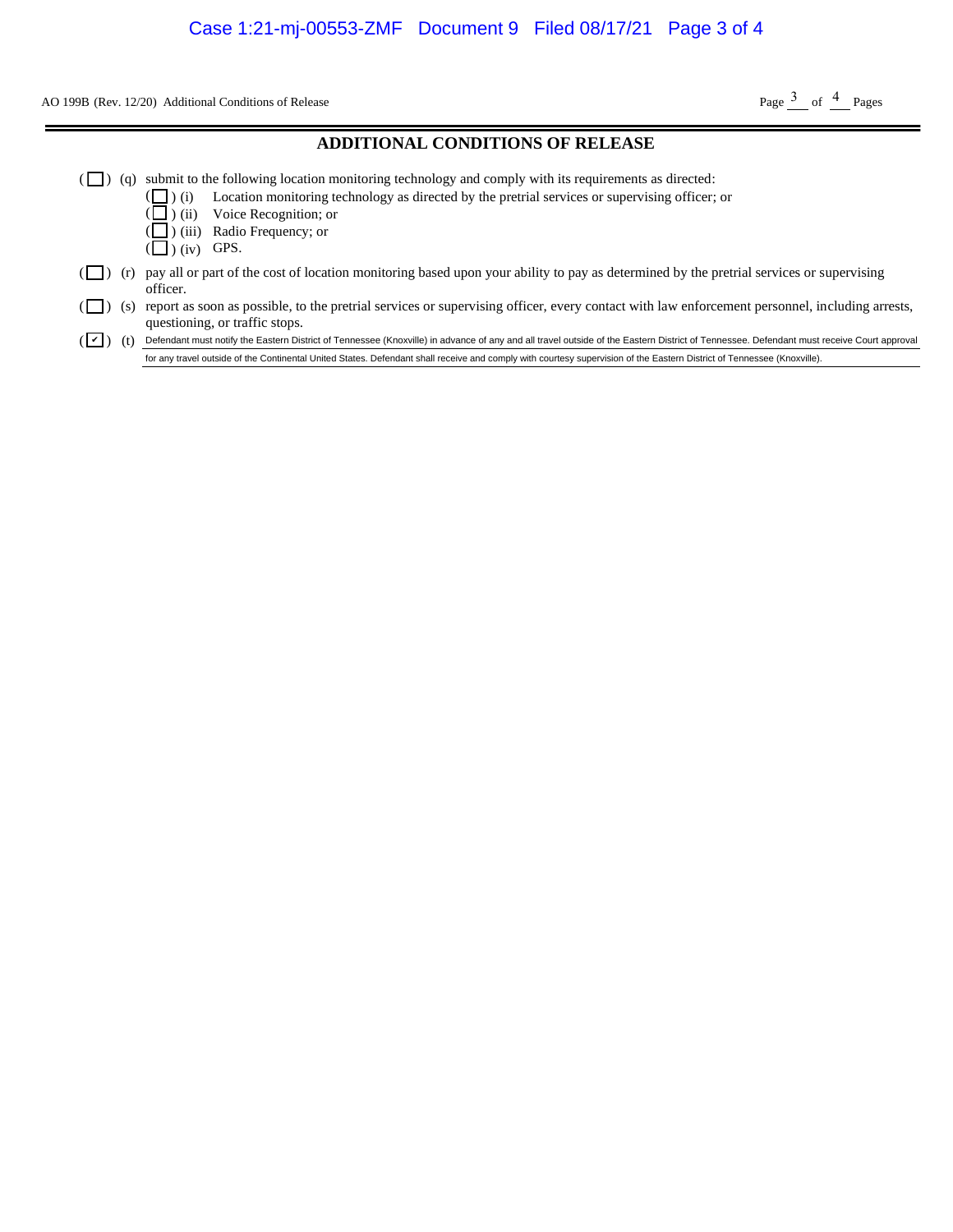AO 199B (Rev. 12/20) Additional Conditions of Release

## ADDITIONAL CONDITIONS OF RELEASE

( ☐ ) (q) submit to the following location monitoring technology and comply with its requirements as directed:

- ( ☐ ) (i) Location monitoring technology as directed by the pretrial services or supervising officer; or
- ( ☐ ) (ii) Voice Recognition; or
- ( ☐ ) (iii) Radio Frequency; or
- ( ☐ ) (iv) GPS.

( ☐ ) (r) pay all or part of the cost of location monitoring based upon your ability to pay as determined by the pretrial services or supervising officer.

( ☐ ) (s) report as soon as possible, to the pretrial services or supervising officer, every contact with law enforcement personnel, including arrests, questioning, or traffic stops.

( ☑ ) (t) Defendant must notify the Eastern District of Tennessee (Knoxville) in advance of any and all travel outside of the Eastern District of Tennessee. Defendant must receive Court approval for any travel outside of the Continental United States. Defendant shall receive and comply with courtesy supervision of the Eastern District of Tennessee (Knoxville).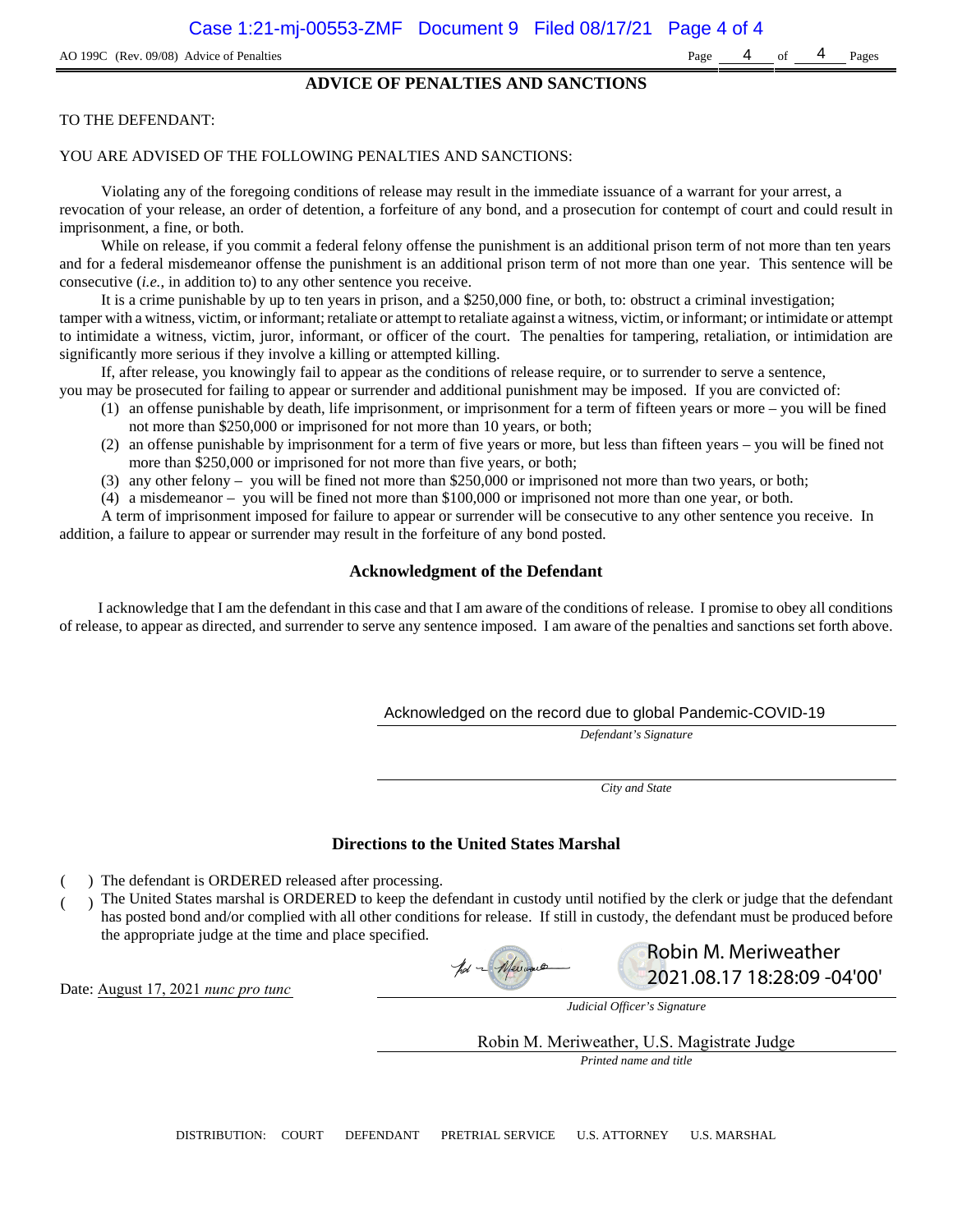AO 199C (Rev. 09/08) Advice of Penalties

## ADVICE OF PENALTIES AND SANCTIONS

TO THE DEFENDANT:

YOU ARE ADVISED OF THE FOLLOWING PENALTIES AND SANCTIONS:

Violating any of the foregoing conditions of release may result in the immediate issuance of a warrant for your arrest, a revocation of your release, an order of detention, a forfeiture of any bond, and a prosecution for contempt of court and could result in imprisonment, a fine, or both.

While on release, if you commit a federal felony offense the punishment is an additional prison term of not more than ten years and for a federal misdemeanor offense the punishment is an additional prison term of not more than one year. This sentence will be consecutive (*i.e.*, in addition to) to any other sentence you receive.

It is a crime punishable by up to ten years in prison, and a $250,000 fine, or both, to: obstruct a criminal investigation; tamper with a witness, victim, or informant; retaliate or attempt to retaliate against a witness, victim, or informant; or intimidate or attempt to intimidate a witness, victim, juror, informant, or officer of the court. The penalties for tampering, retaliation, or intimidation are significantly more serious if they involve a killing or attempted killing.

If, after release, you knowingly fail to appear as the conditions of release require, or to surrender to serve a sentence, you may be prosecuted for failing to appear or surrender and additional punishment may be imposed. If you are convicted of:

(1) an offense punishable by death, life imprisonment, or imprisonment for a term of fifteen years or more – you will be fined not more than $250,000 or imprisoned for not more than 10 years, or both;
(2) an offense punishable by imprisonment for a term of five years or more, but less than fifteen years – you will be fined not more than $250,000 or imprisoned for not more than five years, or both;
(3) any other felony – you will be fined not more than $250,000 or imprisoned not more than two years, or both;
(4) a misdemeanor – you will be fined not more than $100,000 or imprisoned not more than one year, or both.

A term of imprisonment imposed for failure to appear or surrender will be consecutive to any other sentence you receive. In addition, a failure to appear or surrender may result in the forfeiture of any bond posted.

### Acknowledgment of the Defendant

I acknowledge that I am the defendant in this case and that I am aware of the conditions of release. I promise to obey all conditions of release, to appear as directed, and surrender to serve any sentence imposed. I am aware of the penalties and sanctions set forth above.

Acknowledged on the record due to global Pandemic-COVID-19

*Defendant's Signature*

*City and State*

### Directions to the United States Marshal

( ) The defendant is ORDERED released after processing.

( ) The United States marshal is ORDERED to keep the defendant in custody until notified by the clerk or judge that the defendant has posted bond and/or complied with all other conditions for release. If still in custody, the defendant must be produced before the appropriate judge at the time and place specified.

Date: August 17, 2021 *nunc pro tunc*

Robin M. Meriweather
2021.08.17 18:28:09 -04'00'

*Judicial Officer's Signature*

Robin M. Meriweather, U.S. Magistrate Judge

*Printed name and title*

DISTRIBUTION: COURT DEFENDANT PRETRIAL SERVICE U.S. ATTORNEY U.S. MARSHAL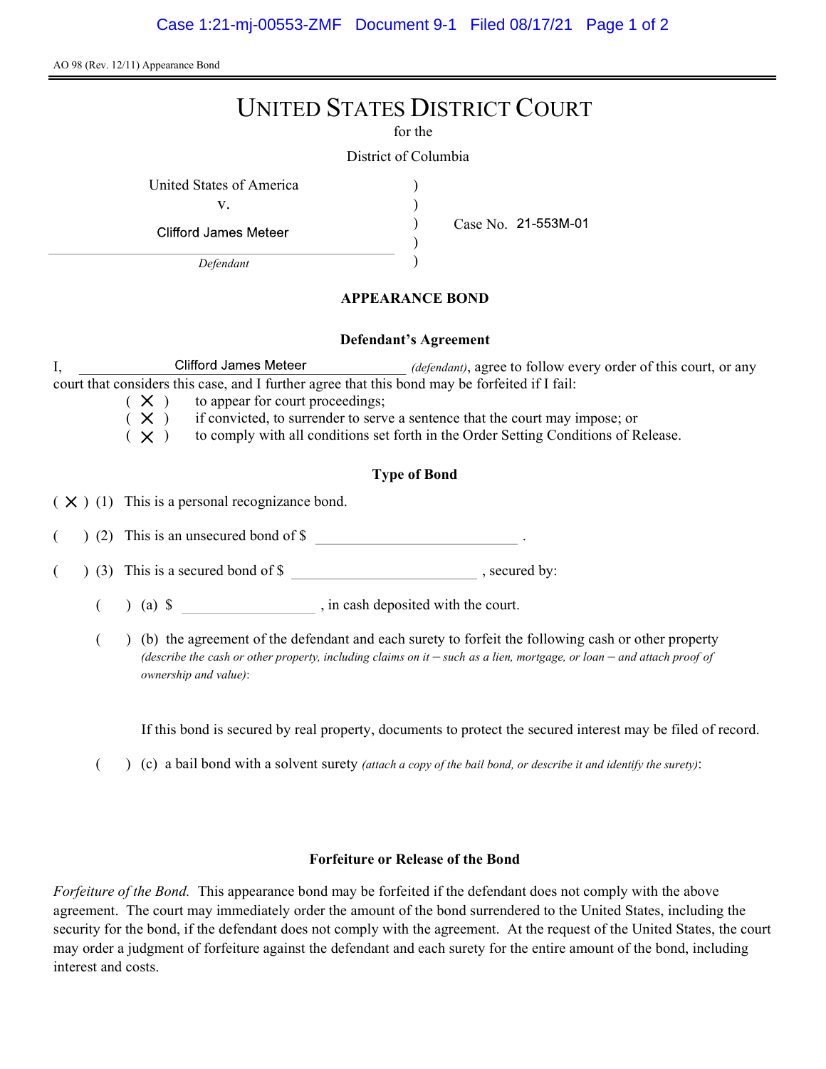AO 98 (Rev. 12/11) Appearance Bond

# UNITED STATES DISTRICT COURT

for the

District of Columbia

United States of America
v.
Clifford James Meteer
*Defendant*

Case No. 21-553M-01

## APPEARANCE BOND

### Defendant's Agreement

I, Clifford James Meteer *(defendant)*, agree to follow every order of this court, or any court that considers this case, and I further agree that this bond may be forfeited if I fail:

( X ) to appear for court proceedings;
( X ) if convicted, to surrender to serve a sentence that the court may impose; or
( X ) to comply with all conditions set forth in the Order Setting Conditions of Release.

### Type of Bond

( X ) (1) This is a personal recognizance bond.

(   ) (2) This is an unsecured bond of $ ____________________ .

(   ) (3) This is a secured bond of $ ____________________ , secured by:

(   ) (a) $ ______________ , in cash deposited with the court.

(   ) (b) the agreement of the defendant and each surety to forfeit the following cash or other property *(describe the cash or other property, including claims on it – such as a lien, mortgage, or loan – and attach proof of ownership and value)*:

If this bond is secured by real property, documents to protect the secured interest may be filed of record.

(   ) (c) a bail bond with a solvent surety *(attach a copy of the bail bond, or describe it and identify the surety)*:

### Forfeiture or Release of the Bond

*Forfeiture of the Bond.* This appearance bond may be forfeited if the defendant does not comply with the above agreement. The court may immediately order the amount of the bond surrendered to the United States, including the security for the bond, if the defendant does not comply with the agreement. At the request of the United States, the court may order a judgment of forfeiture against the defendant and each surety for the entire amount of the bond, including interest and costs.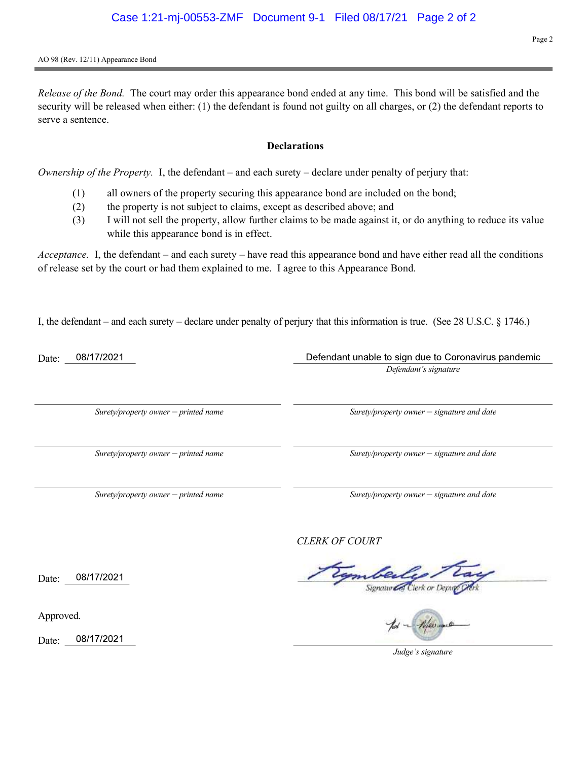AO 98 (Rev. 12/11) Appearance Bond

*Release of the Bond.* The court may order this appearance bond ended at any time. This bond will be satisfied and the security will be released when either: (1) the defendant is found not guilty on all charges, or (2) the defendant reports to serve a sentence.

**Declarations**

*Ownership of the Property.* I, the defendant – and each surety – declare under penalty of perjury that:

(1) all owners of the property securing this appearance bond are included on the bond;
(2) the property is not subject to claims, except as described above; and
(3) I will not sell the property, allow further claims to be made against it, or do anything to reduce its value while this appearance bond is in effect.

*Acceptance.* I, the defendant – and each surety – have read this appearance bond and have either read all the conditions of release set by the court or had them explained to me. I agree to this Appearance Bond.

I, the defendant – and each surety – declare under penalty of perjury that this information is true. (See 28 U.S.C. § 1746.)

Date: 08/17/2021

Defendant unable to sign due to Coronavirus pandemic
*Defendant's signature*

*Surety/property owner – printed name* | *Surety/property owner – signature and date*

*Surety/property owner – printed name* | *Surety/property owner – signature and date*

*Surety/property owner – printed name* | *Surety/property owner – signature and date*

*CLERK OF COURT*

Date: 08/17/2021

Kymberly Kay
Signature of Clerk or Deputy Clerk

Approved.

Date: 08/17/2021

*Judge's signature*